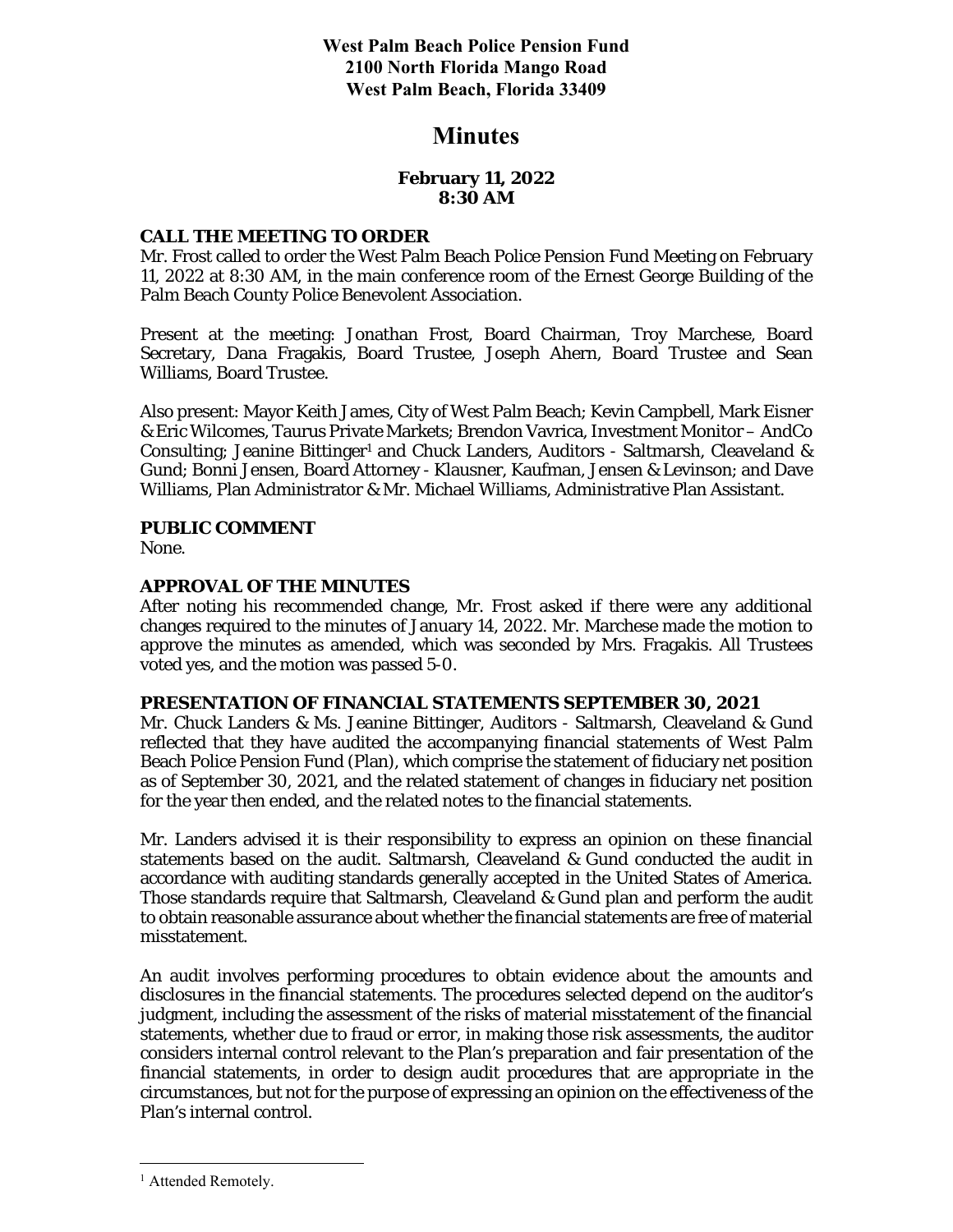**West Palm Beach Police Pension Fund**
**2100 North Florida Mango Road**
**West Palm Beach, Florida 33409**

# Minutes

**February 11, 2022**
**8:30 AM**

## CALL THE MEETING TO ORDER

Mr. Frost called to order the West Palm Beach Police Pension Fund Meeting on February 11, 2022 at 8:30 AM, in the main conference room of the Ernest George Building of the Palm Beach County Police Benevolent Association.

Present at the meeting: Jonathan Frost, Board Chairman, Troy Marchese, Board Secretary, Dana Fragakis, Board Trustee, Joseph Ahern, Board Trustee and Sean Williams, Board Trustee.

Also present: Mayor Keith James, City of West Palm Beach; Kevin Campbell, Mark Eisner & Eric Wilcomes, Taurus Private Markets; Brendon Vavrica, Investment Monitor – AndCo Consulting; Jeanine Bittinger[1] and Chuck Landers, Auditors - Saltmarsh, Cleaveland & Gund; Bonni Jensen, Board Attorney - Klausner, Kaufman, Jensen & Levinson; and Dave Williams, Plan Administrator & Mr. Michael Williams, Administrative Plan Assistant.

## PUBLIC COMMENT

None.

## APPROVAL OF THE MINUTES

After noting his recommended change, Mr. Frost asked if there were any additional changes required to the minutes of January 14, 2022. Mr. Marchese made the motion to approve the minutes as amended, which was seconded by Mrs. Fragakis. All Trustees voted yes, and the motion was passed 5-0.

## PRESENTATION OF FINANCIAL STATEMENTS SEPTEMBER 30, 2021

Mr. Chuck Landers & Ms. Jeanine Bittinger, Auditors - Saltmarsh, Cleaveland & Gund reflected that they have audited the accompanying financial statements of West Palm Beach Police Pension Fund (Plan), which comprise the statement of fiduciary net position as of September 30, 2021, and the related statement of changes in fiduciary net position for the year then ended, and the related notes to the financial statements.

Mr. Landers advised it is their responsibility to express an opinion on these financial statements based on the audit. Saltmarsh, Cleaveland & Gund conducted the audit in accordance with auditing standards generally accepted in the United States of America. Those standards require that Saltmarsh, Cleaveland & Gund plan and perform the audit to obtain reasonable assurance about whether the financial statements are free of material misstatement.

An audit involves performing procedures to obtain evidence about the amounts and disclosures in the financial statements. The procedures selected depend on the auditor's judgment, including the assessment of the risks of material misstatement of the financial statements, whether due to fraud or error, in making those risk assessments, the auditor considers internal control relevant to the Plan's preparation and fair presentation of the financial statements, in order to design audit procedures that are appropriate in the circumstances, but not for the purpose of expressing an opinion on the effectiveness of the Plan's internal control.

---

[1] Attended Remotely.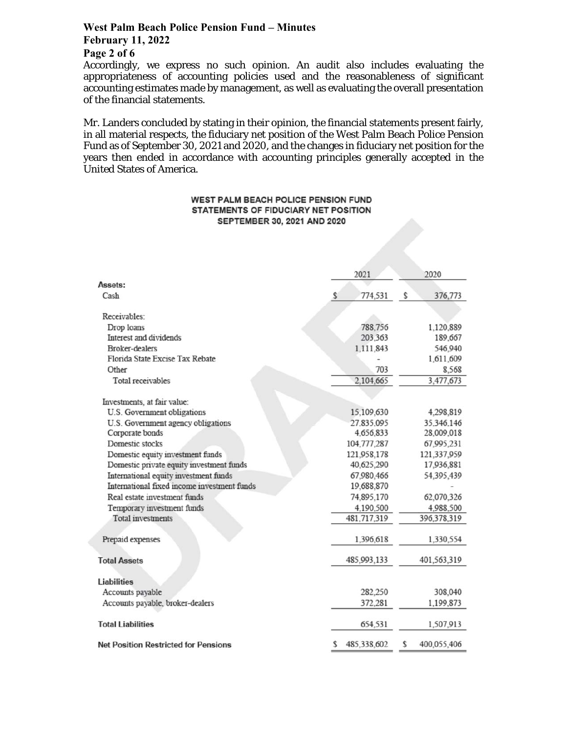Accordingly, we express no such opinion. An audit also includes evaluating the appropriateness of accounting policies used and the reasonableness of significant accounting estimates made by management, as well as evaluating the overall presentation of the financial statements.

Mr. Landers concluded by stating in their opinion, the financial statements present fairly, in all material respects, the fiduciary net position of the West Palm Beach Police Pension Fund as of September 30, 2021 and 2020, and the changes in fiduciary net position for the years then ended in accordance with accounting principles generally accepted in the United States of America.

**WEST PALM BEACH POLICE PENSION FUND**
**STATEMENTS OF FIDUCIARY NET POSITION**
**SEPTEMBER 30, 2021 AND 2020**

| | 2021 | 2020 |
|---|---|---|
| **Assets:** | | |
| Cash | $ 774,531 | $ 376,773 |
| Receivables: | | |
| Drop loans | 788,756 | 1,120,889 |
| Interest and dividends | 203,363 | 189,667 |
| Broker-dealers | 1,111,843 | 546,940 |
| Florida State Excise Tax Rebate | - | 1,611,609 |
| Other | 703 | 8,568 |
| Total receivables | 2,104,665 | 3,477,673 |
| Investments, at fair value: | | |
| U.S. Government obligations | 15,109,630 | 4,298,819 |
| U.S. Government agency obligations | 27,835,095 | 35,346,146 |
| Corporate bonds | 4,656,833 | 28,009,018 |
| Domestic stocks | 104,777,287 | 67,995,231 |
| Domestic equity investment funds | 121,958,178 | 121,337,959 |
| Domestic private equity investment funds | 40,625,290 | 17,936,881 |
| International equity investment funds | 67,980,466 | 54,395,439 |
| International fixed income investment funds | 19,688,870 | - |
| Real estate investment funds | 74,895,170 | 62,070,326 |
| Temporary investment funds | 4,190,500 | 4,988,500 |
| Total investments | 481,717,319 | 396,378,319 |
| Prepaid expenses | 1,396,618 | 1,330,554 |
| **Total Assets** | 485,993,133 | 401,563,319 |
| **Liabilities** | | |
| Accounts payable | 282,250 | 308,040 |
| Accounts payable, broker-dealers | 372,281 | 1,199,873 |
| **Total Liabilities** | 654,531 | 1,507,913 |
| **Net Position Restricted for Pensions** | $ 485,338,602 | $ 400,055,406 |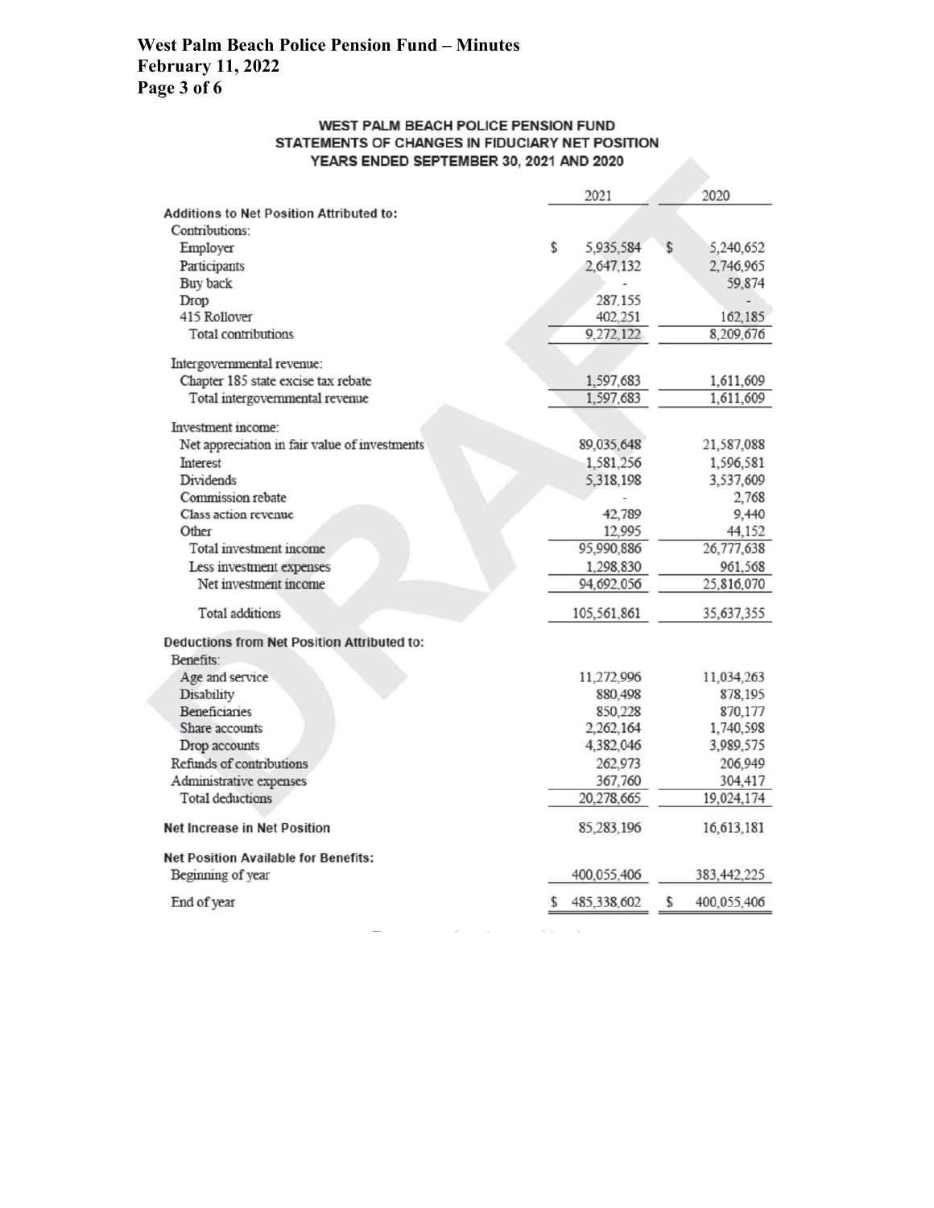**WEST PALM BEACH POLICE PENSION FUND**
**STATEMENTS OF CHANGES IN FIDUCIARY NET POSITION**
**YEARS ENDED SEPTEMBER 30, 2021 AND 2020**

| | 2021 | 2020 |
|---|---|---|
| **Additions to Net Position Attributed to:** | | |
| Contributions: | | |
| Employer | $ 5,935,584 | $ 5,240,652 |
| Participants | 2,647,132 | 2,746,965 |
| Buy back | - | 59,874 |
| Drop | 287,155 | - |
| 415 Rollover | 402,251 | 162,185 |
| Total contributions | 9,272,122 | 8,209,676 |
| Intergovernmental revenue: | | |
| Chapter 185 state excise tax rebate | 1,597,683 | 1,611,609 |
| Total intergovernmental revenue | 1,597,683 | 1,611,609 |
| Investment income: | | |
| Net appreciation in fair value of investments | 89,035,648 | 21,587,088 |
| Interest | 1,581,256 | 1,596,581 |
| Dividends | 5,318,198 | 3,537,609 |
| Commission rebate | - | 2,768 |
| Class action revenue | 42,789 | 9,440 |
| Other | 12,995 | 44,152 |
| Total investment income | 95,990,886 | 26,777,638 |
| Less investment expenses | 1,298,830 | 961,568 |
| Net investment income | 94,692,056 | 25,816,070 |
| Total additions | 105,561,861 | 35,637,355 |
| **Deductions from Net Position Attributed to:** | | |
| Benefits: | | |
| Age and service | 11,272,996 | 11,034,263 |
| Disability | 880,498 | 878,195 |
| Beneficiaries | 850,228 | 870,177 |
| Share accounts | 2,262,164 | 1,740,598 |
| Drop accounts | 4,382,046 | 3,989,575 |
| Refunds of contributions | 262,973 | 206,949 |
| Administrative expenses | 367,760 | 304,417 |
| Total deductions | 20,278,665 | 19,024,174 |
| **Net Increase in Net Position** | 85,283,196 | 16,613,181 |
| **Net Position Available for Benefits:** | | |
| Beginning of year | 400,055,406 | 383,442,225 |
| End of year | $ 485,338,602 | $ 400,055,406 |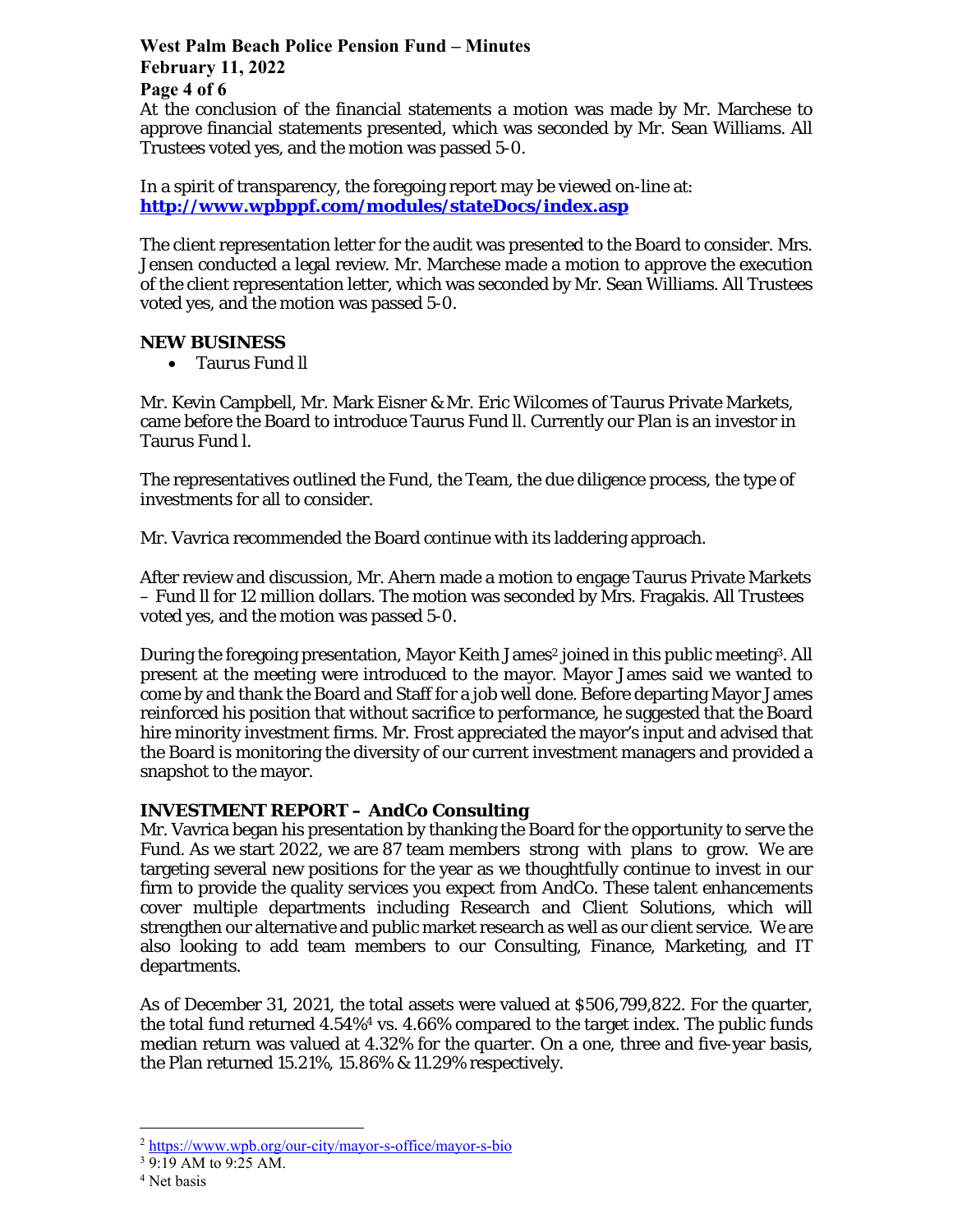At the conclusion of the financial statements a motion was made by Mr. Marchese to approve financial statements presented, which was seconded by Mr. Sean Williams. All Trustees voted yes, and the motion was passed 5-0.

In a spirit of transparency, the foregoing report may be viewed on-line at: **http://www.wpbppf.com/modules/stateDocs/index.asp**

The client representation letter for the audit was presented to the Board to consider. Mrs. Jensen conducted a legal review. Mr. Marchese made a motion to approve the execution of the client representation letter, which was seconded by Mr. Sean Williams. All Trustees voted yes, and the motion was passed 5-0.

## NEW BUSINESS

- Taurus Fund ll

Mr. Kevin Campbell, Mr. Mark Eisner & Mr. Eric Wilcomes of Taurus Private Markets, came before the Board to introduce Taurus Fund ll. Currently our Plan is an investor in Taurus Fund l.

The representatives outlined the Fund, the Team, the due diligence process, the type of investments for all to consider.

Mr. Vavrica recommended the Board continue with its laddering approach.

After review and discussion, Mr. Ahern made a motion to engage Taurus Private Markets – Fund ll for 12 million dollars. The motion was seconded by Mrs. Fragakis. All Trustees voted yes, and the motion was passed 5-0.

During the foregoing presentation, Mayor Keith James[2] joined in this public meeting[3]. All present at the meeting were introduced to the mayor. Mayor James said we wanted to come by and thank the Board and Staff for a job well done. Before departing Mayor James reinforced his position that without sacrifice to performance, he suggested that the Board hire minority investment firms. Mr. Frost appreciated the mayor's input and advised that the Board is monitoring the diversity of our current investment managers and provided a snapshot to the mayor.

## INVESTMENT REPORT – AndCo Consulting

Mr. Vavrica began his presentation by thanking the Board for the opportunity to serve the Fund. As we start 2022, we are 87 team members strong with plans to grow. We are targeting several new positions for the year as we thoughtfully continue to invest in our firm to provide the quality services you expect from AndCo. These talent enhancements cover multiple departments including Research and Client Solutions, which will strengthen our alternative and public market research as well as our client service. We are also looking to add team members to our Consulting, Finance, Marketing, and IT departments.

As of December 31, 2021, the total assets were valued at $506,799,822. For the quarter, the total fund returned 4.54%[4] vs. 4.66% compared to the target index. The public funds median return was valued at 4.32% for the quarter. On a one, three and five-year basis, the Plan returned 15.21%, 15.86% & 11.29% respectively.

---

[2] https://www.wpb.org/our-city/mayor-s-office/mayor-s-bio

[3] 9:19 AM to 9:25 AM.

[4] Net basis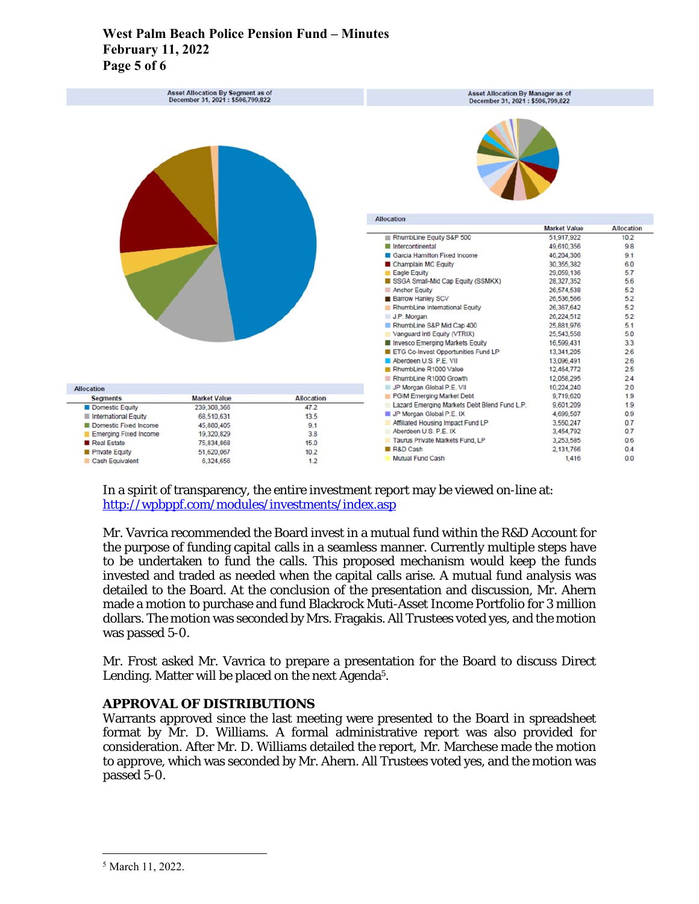Asset Allocation By Segment as of December 31, 2021 : $506,799,822

| Allocation | | |
|---|---|---|
| Segments | Market Value | Allocation |
| Domestic Equity | 239,308,366 | 47.2 |
| International Equity | 68,510,631 | 13.5 |
| Domestic Fixed Income | 45,880,405 | 9.1 |
| Emerging Fixed Income | 19,320,829 | 3.8 |
| Real Estate | 75,834,868 | 15.0 |
| Private Equity | 51,620,067 | 10.2 |
| Cash Equivalent | 6,324,656 | 1.2 |

Asset Allocation By Manager as of December 31, 2021 : $506,799,822

| Allocation | Market Value | Allocation |
|---|---|---|
| RhumbLine Equity S&P 500 | 51,917,922 | 10.2 |
| Intercontinental | 49,610,356 | 9.8 |
| Garcia Hamilton Fixed Income | 46,204,306 | 9.1 |
| Champlain MC Equity | 30,355,382 | 6.0 |
| Eagle Equity | 29,059,136 | 5.7 |
| SSGA Small-Mid Cap Equity (SSMKX) | 28,327,352 | 5.6 |
| Anchor Equity | 26,574,538 | 5.2 |
| Barrow Hanley SCV | 26,536,566 | 5.2 |
| RhumbLine International Equity | 26,367,642 | 5.2 |
| J.P. Morgan | 26,224,512 | 5.2 |
| RhumbLine S&P Mid Cap 400 | 25,881,976 | 5.1 |
| Vanguard Intl Equity (VTRIX) | 25,543,558 | 5.0 |
| Invesco Emerging Markets Equity | 16,599,431 | 3.3 |
| ETG Co-Invest Opportunities Fund LP | 13,341,205 | 2.6 |
| Aberdeen U.S. P.E. VII | 13,096,491 | 2.6 |
| RhumbLine R1000 Value | 12,464,772 | 2.5 |
| RhumbLine R1000 Growth | 12,058,295 | 2.4 |
| JP Morgan Global P.E. VII | 10,224,240 | 2.0 |
| PGIM Emerging Market Debt | 9,719,620 | 1.9 |
| Lazard Emerging Markets Debt Blend Fund L.P. | 9,601,209 | 1.9 |
| JP Morgan Global P.E. IX | 4,699,507 | 0.9 |
| Affiliated Housing Impact Fund LP | 3,550,247 | 0.7 |
| Aberdeen U.S. P.E. IX | 3,454,792 | 0.7 |
| Taurus Private Markets Fund, LP | 3,253,585 | 0.6 |
| R&D Cash | 2,131,766 | 0.4 |
| Mutual Fund Cash | 1,416 | 0.0 |

In a spirit of transparency, the entire investment report may be viewed on-line at: http://wpbppf.com/modules/investments/index.asp

Mr. Vavrica recommended the Board invest in a mutual fund within the R&D Account for the purpose of funding capital calls in a seamless manner. Currently multiple steps have to be undertaken to fund the calls. This proposed mechanism would keep the funds invested and traded as needed when the capital calls arise. A mutual fund analysis was detailed to the Board. At the conclusion of the presentation and discussion, Mr. Ahern made a motion to purchase and fund Blackrock Muti-Asset Income Portfolio for 3 million dollars. The motion was seconded by Mrs. Fragakis. All Trustees voted yes, and the motion was passed 5-0.

Mr. Frost asked Mr. Vavrica to prepare a presentation for the Board to discuss Direct Lending. Matter will be placed on the next Agenda[5].

## APPROVAL OF DISTRIBUTIONS

Warrants approved since the last meeting were presented to the Board in spreadsheet format by Mr. D. Williams. A formal administrative report was also provided for consideration. After Mr. D. Williams detailed the report, Mr. Marchese made the motion to approve, which was seconded by Mr. Ahern. All Trustees voted yes, and the motion was passed 5-0.

[5] March 11, 2022.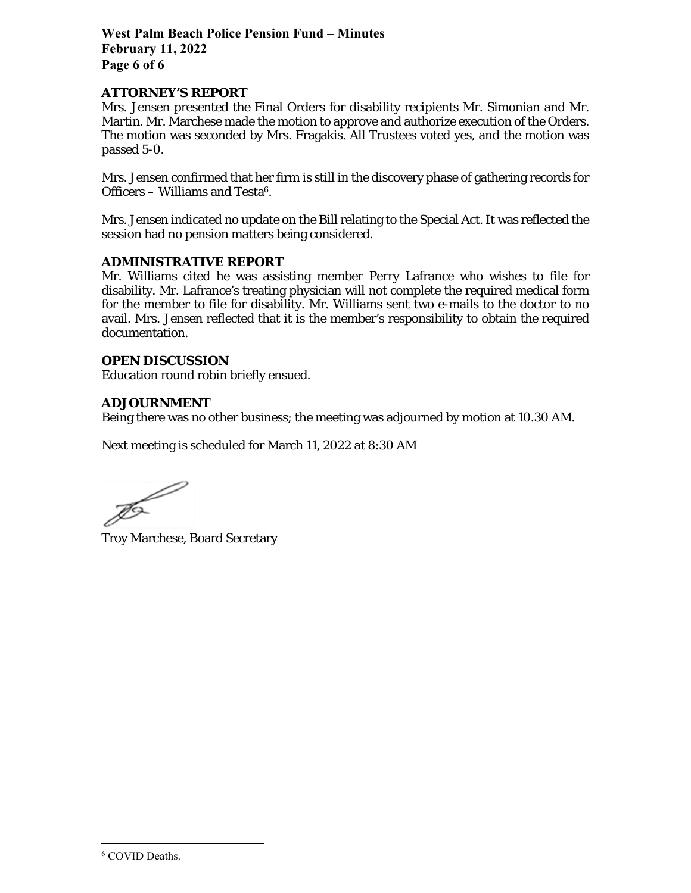## ATTORNEY'S REPORT

Mrs. Jensen presented the Final Orders for disability recipients Mr. Simonian and Mr. Martin. Mr. Marchese made the motion to approve and authorize execution of the Orders. The motion was seconded by Mrs. Fragakis. All Trustees voted yes, and the motion was passed 5-0.

Mrs. Jensen confirmed that her firm is still in the discovery phase of gathering records for Officers – Williams and Testa[6].

Mrs. Jensen indicated no update on the Bill relating to the Special Act. It was reflected the session had no pension matters being considered.

## ADMINISTRATIVE REPORT

Mr. Williams cited he was assisting member Perry Lafrance who wishes to file for disability. Mr. Lafrance's treating physician will not complete the required medical form for the member to file for disability. Mr. Williams sent two e-mails to the doctor to no avail. Mrs. Jensen reflected that it is the member's responsibility to obtain the required documentation.

## OPEN DISCUSSION

Education round robin briefly ensued.

## ADJOURNMENT

Being there was no other business; the meeting was adjourned by motion at 10.30 AM.

Next meeting is scheduled for March 11, 2022 at 8:30 AM

Troy Marchese, Board Secretary

---

[6] COVID Deaths.